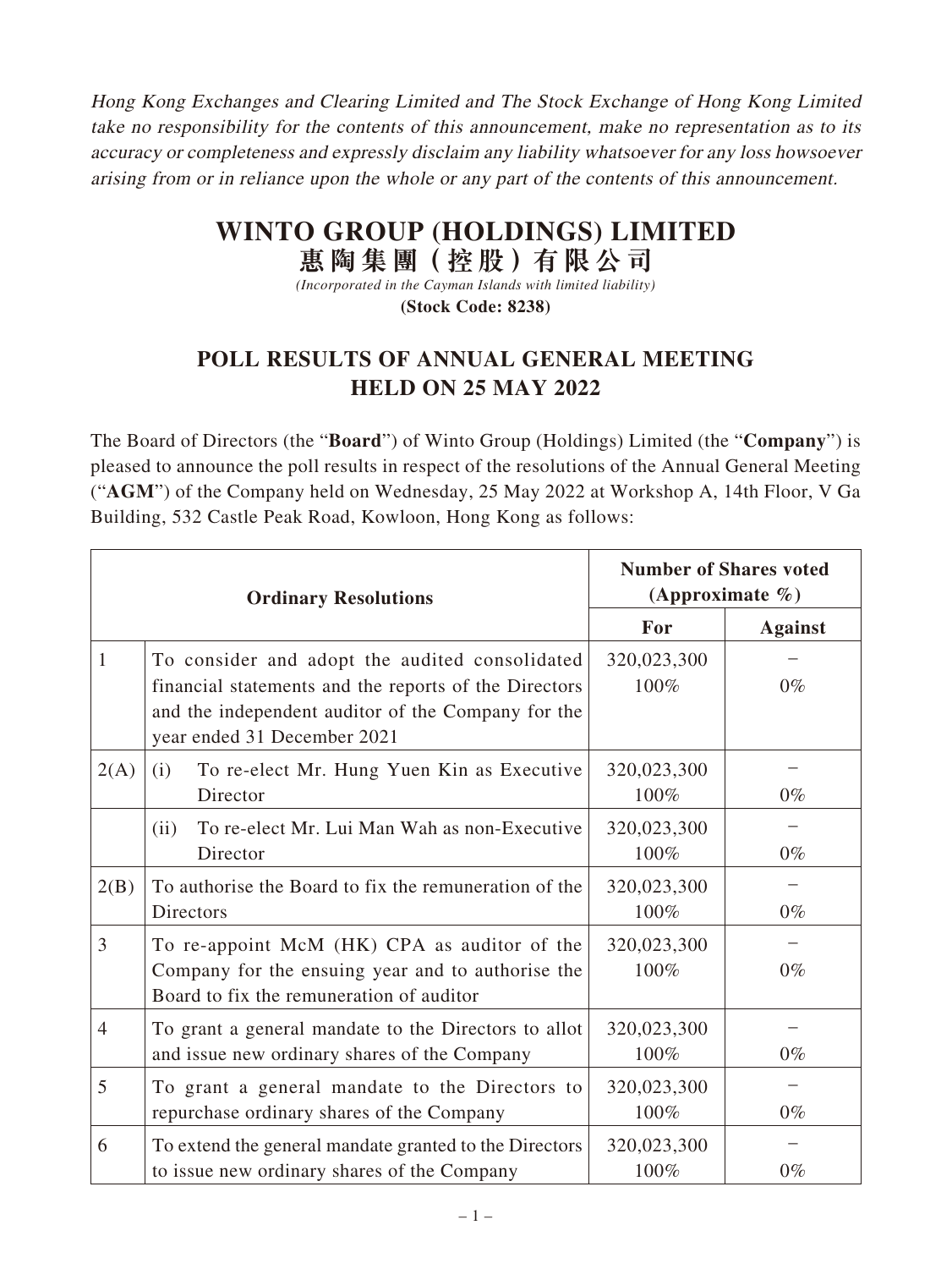*Hong Kong Exchanges and Clearing Limited and The Stock Exchange of Hong Kong Limited take no responsibility for the contents of this announcement, make no representation as to its accuracy or completeness and expressly disclaim any liability whatsoever for any loss howsoever arising from or in reliance upon the whole or any part of the contents of this announcement.*

# WINTO GROUP (HOLDINGS) LIMITED
# 惠陶集團（控股）有限公司

*(Incorporated in the Cayman Islands with limited liability)*

**(Stock Code: 8238)**

## POLL RESULTS OF ANNUAL GENERAL MEETING HELD ON 25 MAY 2022

The Board of Directors (the "**Board**") of Winto Group (Holdings) Limited (the "**Company**") is pleased to announce the poll results in respect of the resolutions of the Annual General Meeting ("**AGM**") of the Company held on Wednesday, 25 May 2022 at Workshop A, 14th Floor, V Ga Building, 532 Castle Peak Road, Kowloon, Hong Kong as follows:

| Ordinary Resolutions | | Number of Shares voted (Approximate %) | |
|---|---|---|---|
| | | **For** | **Against** |
| 1 | To consider and adopt the audited consolidated financial statements and the reports of the Directors and the independent auditor of the Company for the year ended 31 December 2021 | 320,023,300<br>100% | –<br>0% |
| 2(A) | (i) To re-elect Mr. Hung Yuen Kin as Executive Director | 320,023,300<br>100% | –<br>0% |
| | (ii) To re-elect Mr. Lui Man Wah as non-Executive Director | 320,023,300<br>100% | –<br>0% |
| 2(B) | To authorise the Board to fix the remuneration of the Directors | 320,023,300<br>100% | –<br>0% |
| 3 | To re-appoint McM (HK) CPA as auditor of the Company for the ensuing year and to authorise the Board to fix the remuneration of auditor | 320,023,300<br>100% | –<br>0% |
| 4 | To grant a general mandate to the Directors to allot and issue new ordinary shares of the Company | 320,023,300<br>100% | –<br>0% |
| 5 | To grant a general mandate to the Directors to repurchase ordinary shares of the Company | 320,023,300<br>100% | –<br>0% |
| 6 | To extend the general mandate granted to the Directors to issue new ordinary shares of the Company | 320,023,300<br>100% | –<br>0% |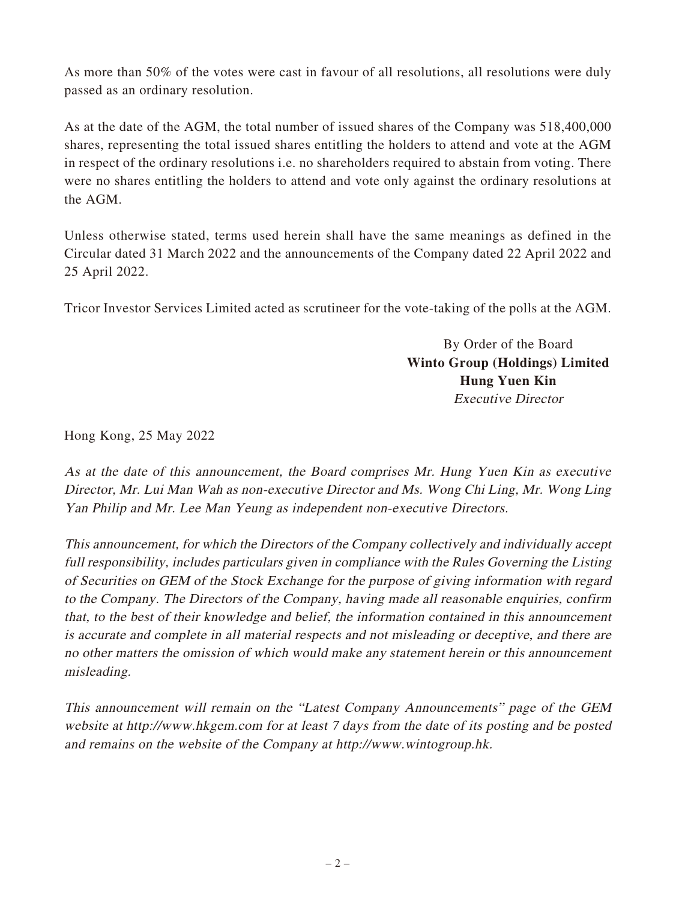As more than 50% of the votes were cast in favour of all resolutions, all resolutions were duly passed as an ordinary resolution.

As at the date of the AGM, the total number of issued shares of the Company was 518,400,000 shares, representing the total issued shares entitling the holders to attend and vote at the AGM in respect of the ordinary resolutions i.e. no shareholders required to abstain from voting. There were no shares entitling the holders to attend and vote only against the ordinary resolutions at the AGM.

Unless otherwise stated, terms used herein shall have the same meanings as defined in the Circular dated 31 March 2022 and the announcements of the Company dated 22 April 2022 and 25 April 2022.

Tricor Investor Services Limited acted as scrutineer for the vote-taking of the polls at the AGM.

By Order of the Board
**Winto Group (Holdings) Limited**
**Hung Yuen Kin**
*Executive Director*

Hong Kong, 25 May 2022

*As at the date of this announcement, the Board comprises Mr. Hung Yuen Kin as executive Director, Mr. Lui Man Wah as non-executive Director and Ms. Wong Chi Ling, Mr. Wong Ling Yan Philip and Mr. Lee Man Yeung as independent non-executive Directors.*

*This announcement, for which the Directors of the Company collectively and individually accept full responsibility, includes particulars given in compliance with the Rules Governing the Listing of Securities on GEM of the Stock Exchange for the purpose of giving information with regard to the Company. The Directors of the Company, having made all reasonable enquiries, confirm that, to the best of their knowledge and belief, the information contained in this announcement is accurate and complete in all material respects and not misleading or deceptive, and there are no other matters the omission of which would make any statement herein or this announcement misleading.*

*This announcement will remain on the "Latest Company Announcements" page of the GEM website at http://www.hkgem.com for at least 7 days from the date of its posting and be posted and remains on the website of the Company at http://www.wintogroup.hk.*